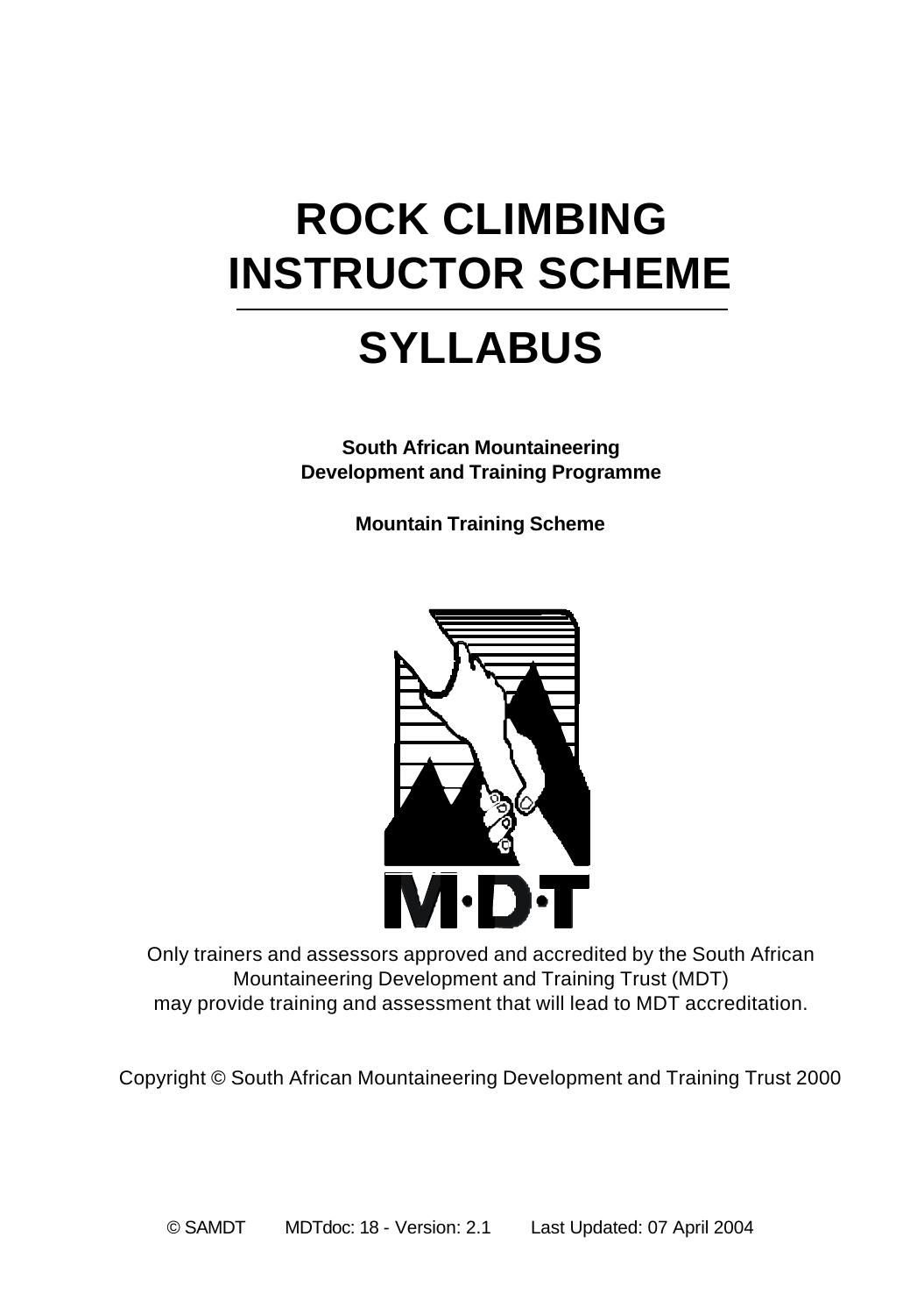# ROCK CLIMBING INSTRUCTOR SCHEME

# SYLLABUS

**South African Mountaineering Development and Training Programme**

**Mountain Training Scheme**

Only trainers and assessors approved and accredited by the South African Mountaineering Development and Training Trust (MDT) may provide training and assessment that will lead to MDT accreditation.

Copyright © South African Mountaineering Development and Training Trust 2000

© SAMDT MDTdoc: 18 - Version: 2.1 Last Updated: 07 April 2004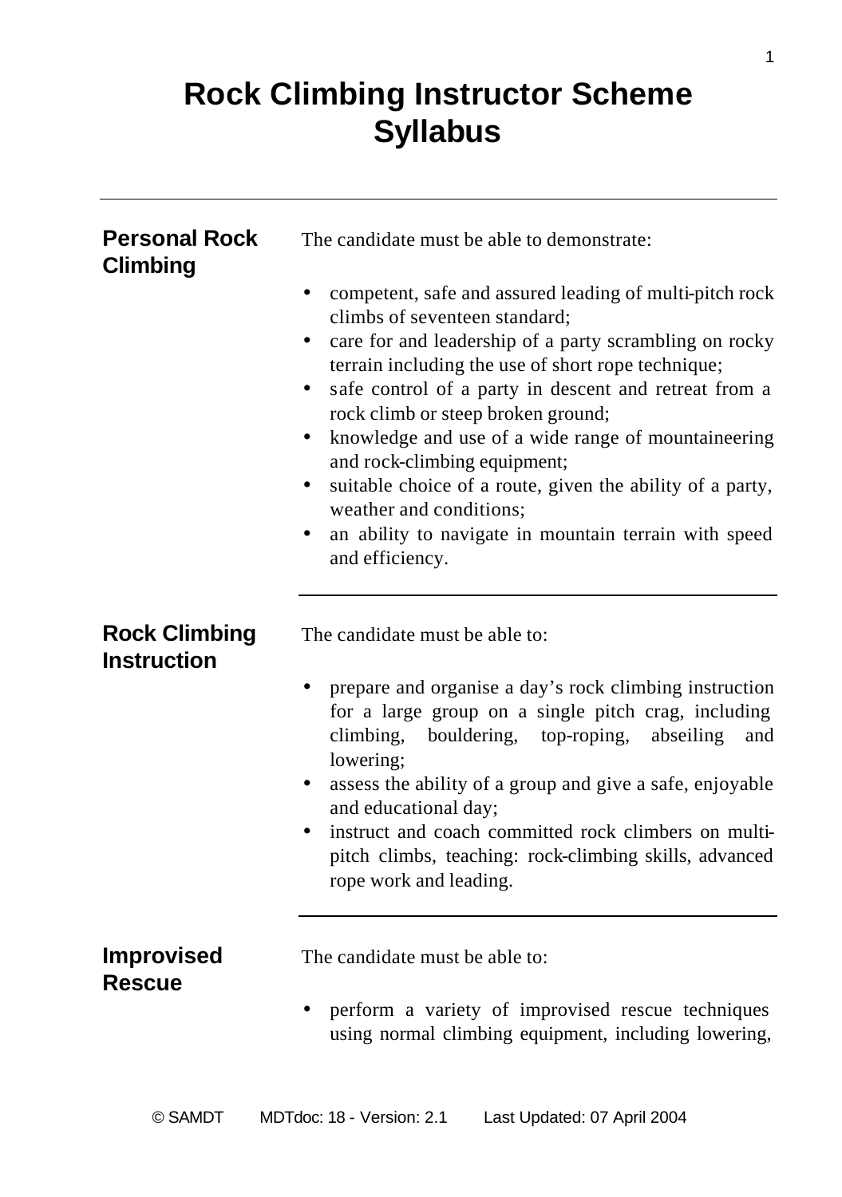# Rock Climbing Instructor Scheme Syllabus

---

## Personal Rock Climbing

The candidate must be able to demonstrate:

- competent, safe and assured leading of multi-pitch rock climbs of seventeen standard;
- care for and leadership of a party scrambling on rocky terrain including the use of short rope technique;
- safe control of a party in descent and retreat from a rock climb or steep broken ground;
- knowledge and use of a wide range of mountaineering and rock-climbing equipment;
- suitable choice of a route, given the ability of a party, weather and conditions;
- an ability to navigate in mountain terrain with speed and efficiency.

---

## Rock Climbing Instruction

The candidate must be able to:

- prepare and organise a day's rock climbing instruction for a large group on a single pitch crag, including climbing, bouldering, top-roping, abseiling and lowering;
- assess the ability of a group and give a safe, enjoyable and educational day;
- instruct and coach committed rock climbers on multi-pitch climbs, teaching: rock-climbing skills, advanced rope work and leading.

---

## Improvised Rescue

The candidate must be able to:

- perform a variety of improvised rescue techniques using normal climbing equipment, including lowering,

© SAMDT MDTdoc: 18 - Version: 2.1 Last Updated: 07 April 2004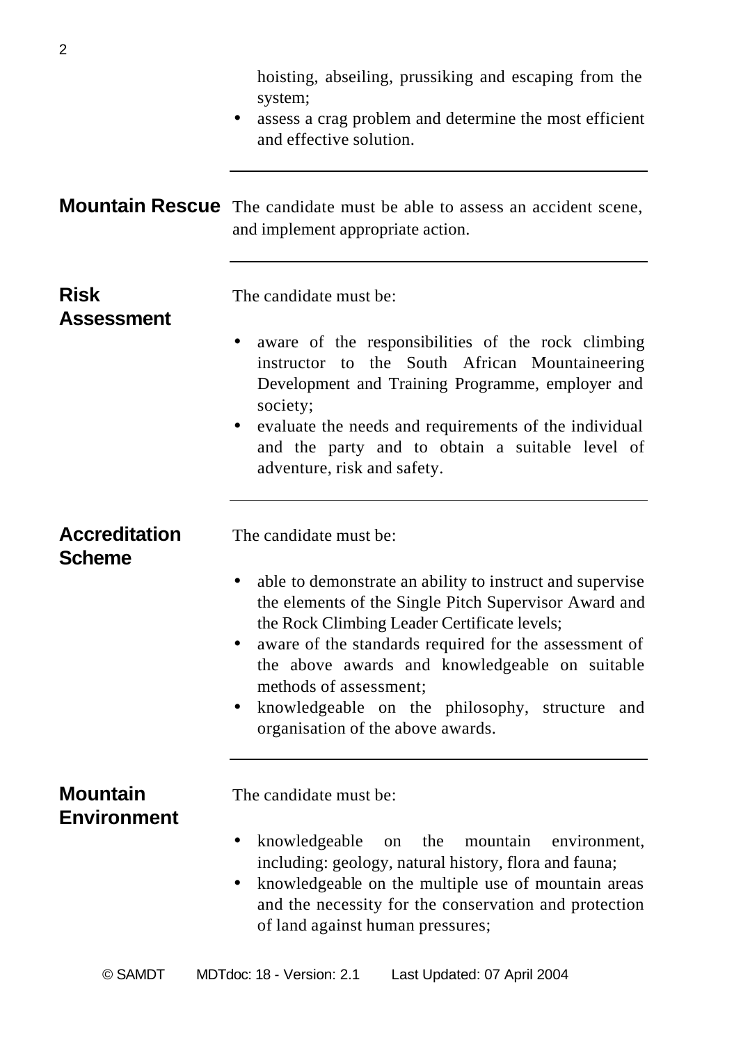hoisting, abseiling, prussiking and escaping from the system;

- assess a crag problem and determine the most efficient and effective solution.

---

## Mountain Rescue

The candidate must be able to assess an accident scene, and implement appropriate action.

---

## Risk Assessment

The candidate must be:

- aware of the responsibilities of the rock climbing instructor to the South African Mountaineering Development and Training Programme, employer and society;
- evaluate the needs and requirements of the individual and the party and to obtain a suitable level of adventure, risk and safety.

---

## Accreditation Scheme

The candidate must be:

- able to demonstrate an ability to instruct and supervise the elements of the Single Pitch Supervisor Award and the Rock Climbing Leader Certificate levels;
- aware of the standards required for the assessment of the above awards and knowledgeable on suitable methods of assessment;
- knowledgeable on the philosophy, structure and organisation of the above awards.

---

## Mountain Environment

The candidate must be:

- knowledgeable on the mountain environment, including: geology, natural history, flora and fauna;
- knowledgeable on the multiple use of mountain areas and the necessity for the conservation and protection of land against human pressures;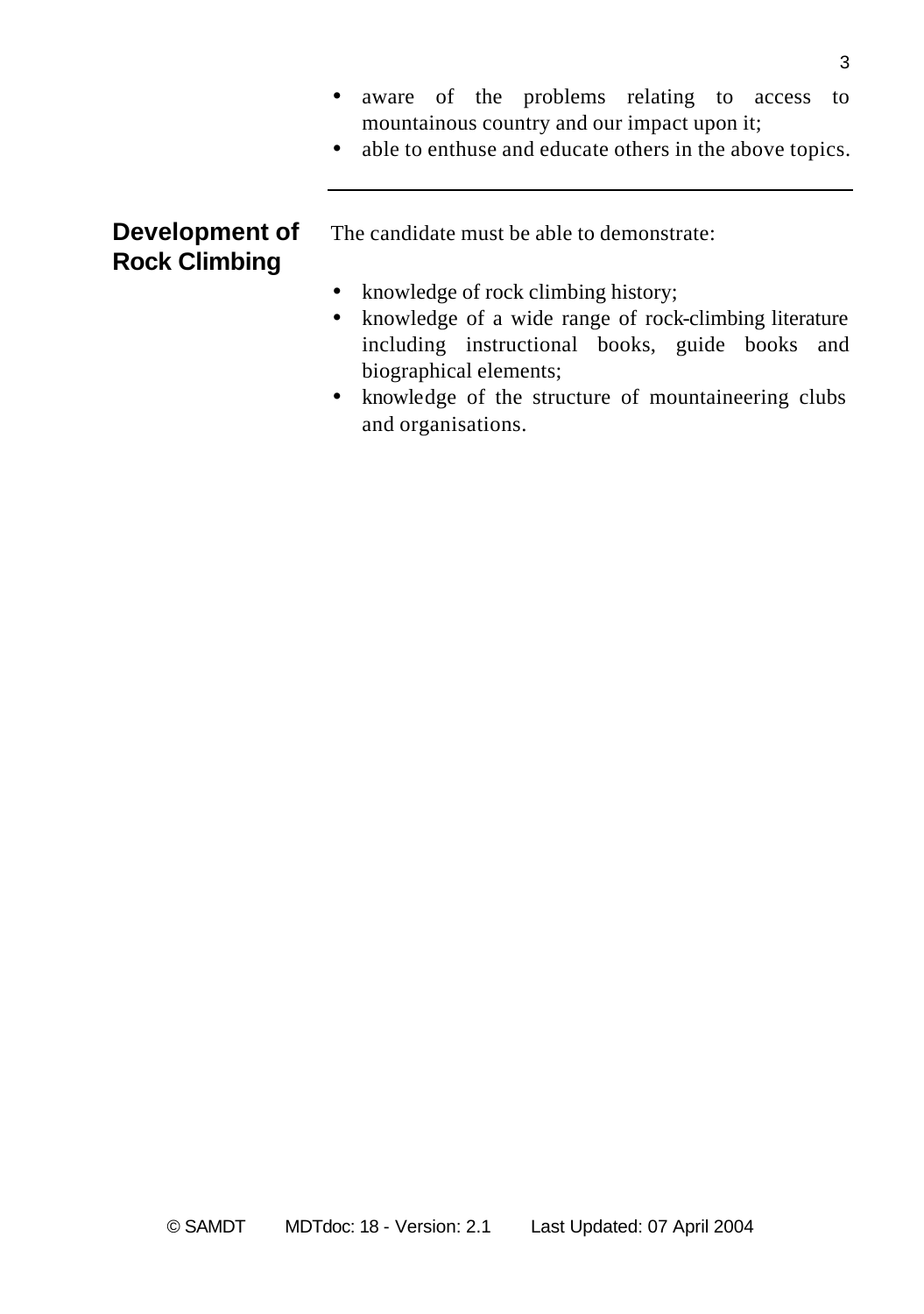- aware of the problems relating to access to mountainous country and our impact upon it;
- able to enthuse and educate others in the above topics.

---

## Development of Rock Climbing

The candidate must be able to demonstrate:

- knowledge of rock climbing history;
- knowledge of a wide range of rock-climbing literature including instructional books, guide books and biographical elements;
- knowledge of the structure of mountaineering clubs and organisations.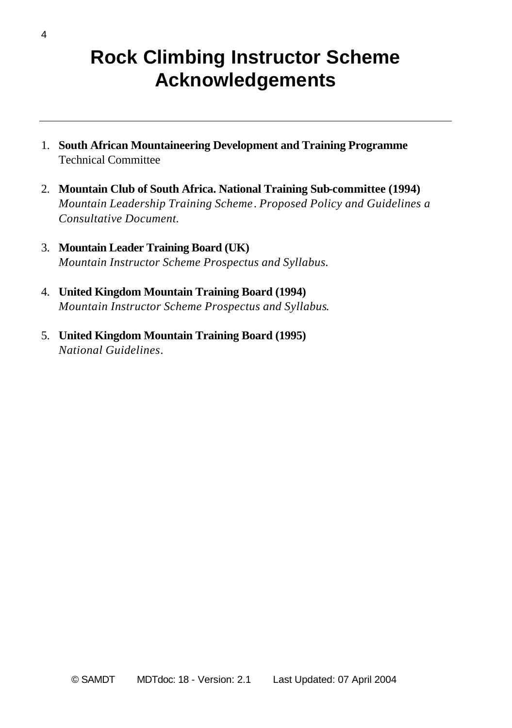# Rock Climbing Instructor Scheme Acknowledgements

---

1. **South African Mountaineering Development and Training Programme**
   Technical Committee

2. **Mountain Club of South Africa. National Training Sub-committee (1994)**
   *Mountain Leadership Training Scheme. Proposed Policy and Guidelines a Consultative Document.*

3. **Mountain Leader Training Board (UK)**
   *Mountain Instructor Scheme Prospectus and Syllabus.*

4. **United Kingdom Mountain Training Board (1994)**
   *Mountain Instructor Scheme Prospectus and Syllabus.*

5. **United Kingdom Mountain Training Board (1995)**
   *National Guidelines.*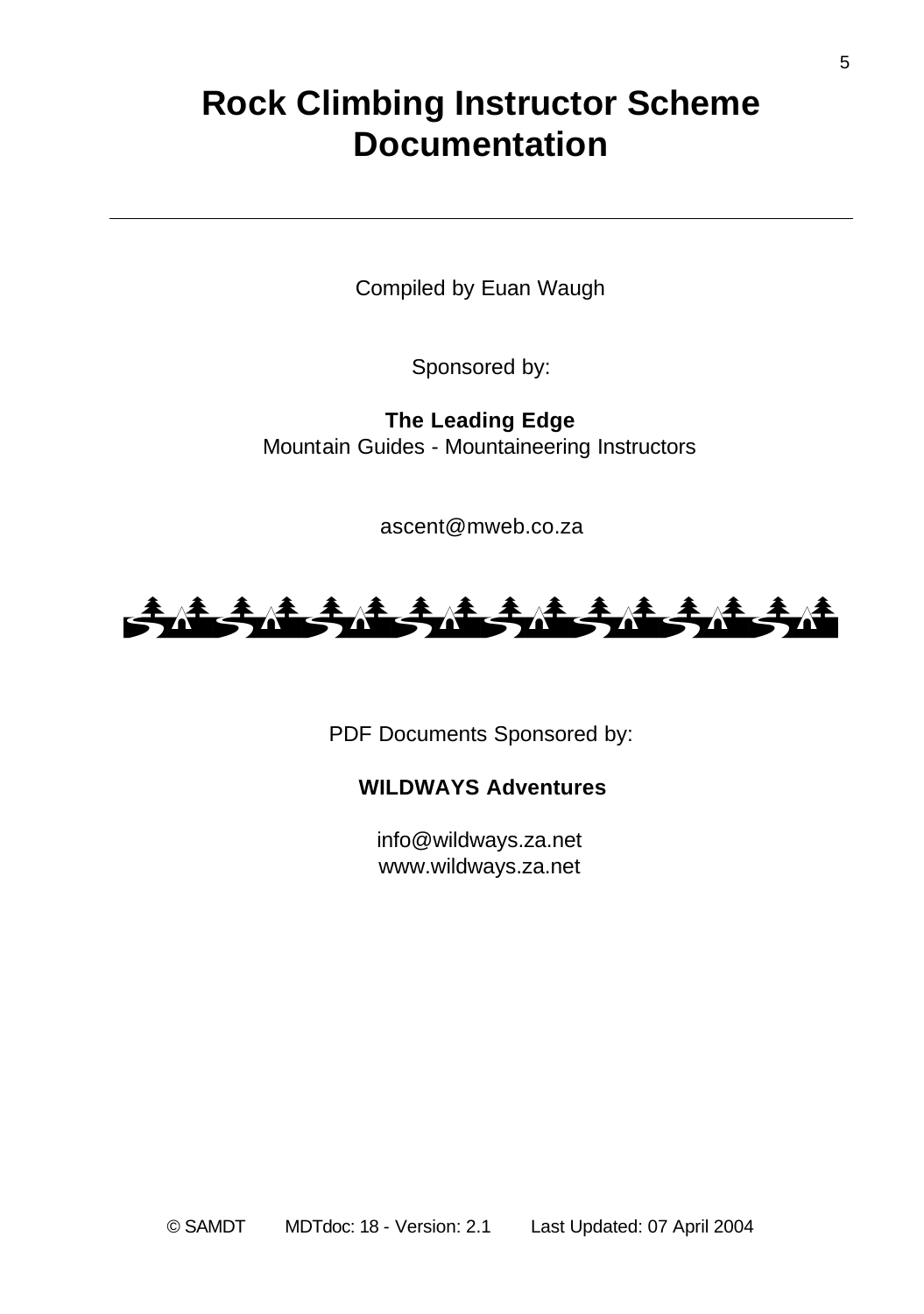# Rock Climbing Instructor Scheme Documentation

---

Compiled by Euan Waugh

Sponsored by:

**The Leading Edge**
Mountain Guides - Mountaineering Instructors

ascent@mweb.co.za

PDF Documents Sponsored by:

**WILDWAYS Adventures**

info@wildways.za.net
www.wildways.za.net

© SAMDT MDTdoc: 18 - Version: 2.1 Last Updated: 07 April 2004